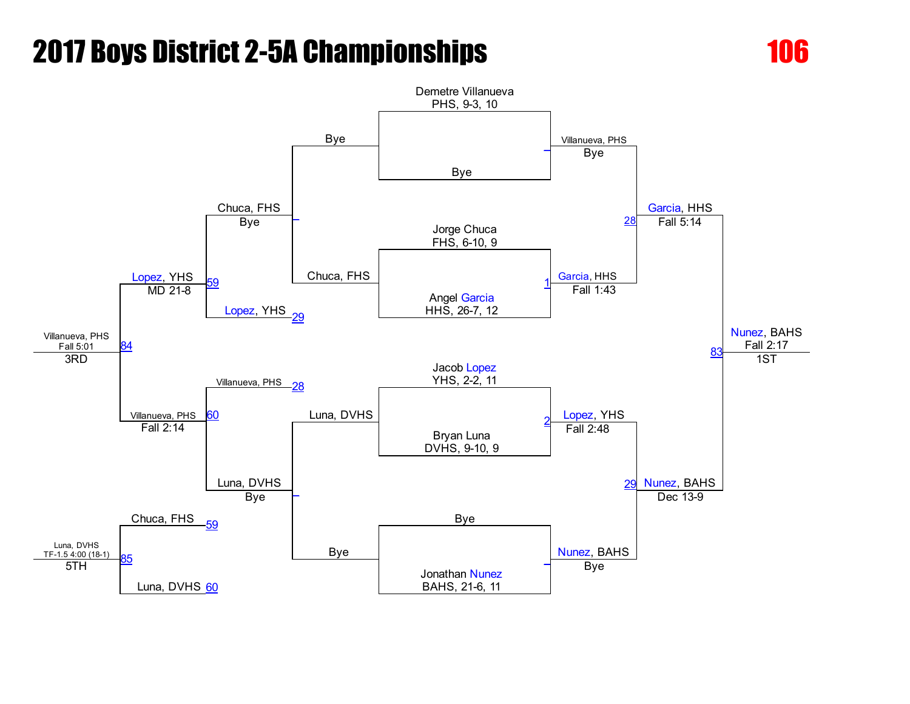# 2017 Boys District 2-5A Championships

**106**

## Championship Bracket

**First Round**

- Demetre Villanueva, PHS, 9-3, 10 vs. Bye — Villanueva, PHS (Bye)
- Jorge Chuca, FHS, 6-10, 9 vs. Angel Garcia, HHS, 26-7, 12 — Match 1: Garcia, HHS (Fall 1:43)
- Jacob Lopez, YHS, 2-2, 11 vs. Bryan Luna, DVHS, 9-10, 9 — Match 2: Lopez, YHS (Fall 2:48)
- Bye vs. Jonathan Nunez, BAHS, 21-6, 11 — Nunez, BAHS (Bye)

**Semifinals**

- Match 28: Garcia, HHS (Fall 5:14)
- Match 29: Nunez, BAHS (Dec 13-9)

**Final**

- Match 83: Nunez, BAHS (Fall 2:17) — 1ST

## Consolation Bracket

**First Round**

- Bye vs. Chuca, FHS — Chuca, FHS (Bye)
- Luna, DVHS vs. Bye — Luna, DVHS (Bye)

**Second Round**

- Chuca, FHS vs. Lopez, YHS (29) — Match 59: Lopez, YHS (MD 21-8)
- Villanueva, PHS (28) vs. Luna, DVHS — Match 60: Villanueva, PHS (Fall 2:14)

**3rd Place**

- Match 84: Villanueva, PHS (Fall 5:01) — 3RD

**5th Place**

- Chuca, FHS (59) vs. Luna, DVHS (60) — Match 85: Luna, DVHS (TF-1.5 4:00 (18-1)) — 5TH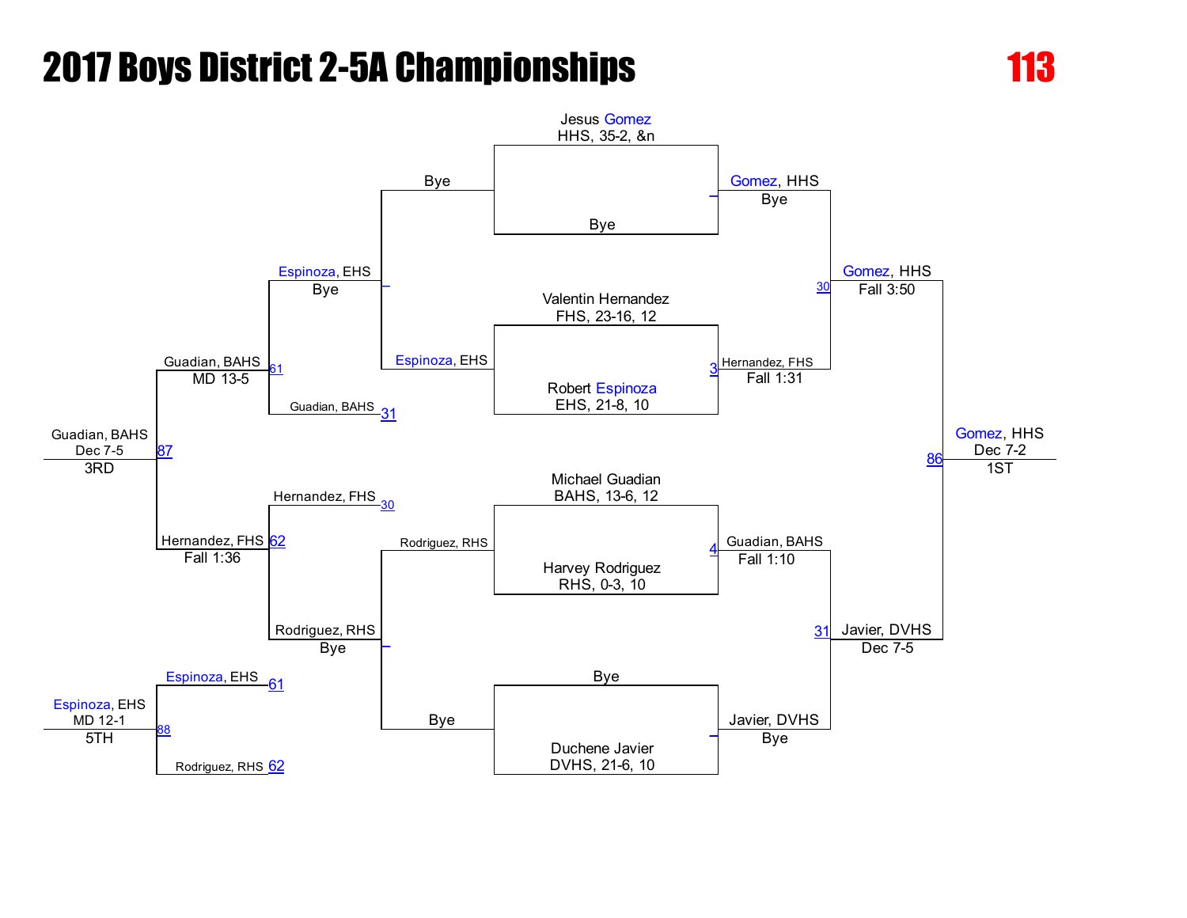# 2017 Boys District 2-5A Championships

**113**

## Championship Bracket

### First Round

| Wrestler | Wrestler |
|---|---|
| Jesus Gomez, HHS, 35-2, &n | Bye |
| Valentin Hernandez, FHS, 23-16, 12 | Robert Espinoza, EHS, 21-8, 10 |
| Michael Guadian, BAHS, 13-6, 12 | Harvey Rodriguez, RHS, 0-3, 10 |
| Bye | Duchene Javier, DVHS, 21-6, 10 |

### Semifinals

- Gomez, HHS — Bye
- Hernandez, FHS — Fall 1:31 (3)
- Guadian, BAHS — Fall 1:10 (4)
- Javier, DVHS — Bye

### Finals

- Gomez, HHS — Fall 3:50 (30)
- Javier, DVHS — Dec 7-5 (31)

### Champion (86)

Gomez, HHS — Dec 7-2 — 1ST

## Consolation Bracket

### Consolation Round 1

- Bye vs. Espinoza, EHS → Espinoza, EHS — Bye
- Rodriguez, RHS vs. Bye → Rodriguez, RHS — Bye

### Consolation Round 2

- Espinoza, EHS vs. Guadian, BAHS (31) → Guadian, BAHS — MD 13-5 (61)
- Hernandez, FHS (30) vs. Rodriguez, RHS → Hernandez, FHS — Fall 1:36 (62)

### 3rd Place (87)

Guadian, BAHS — Dec 7-5 — 3RD

### 5th Place (88)

- Espinoza, EHS (61) vs. Rodriguez, RHS (62)

Espinoza, EHS — MD 12-1 — 5TH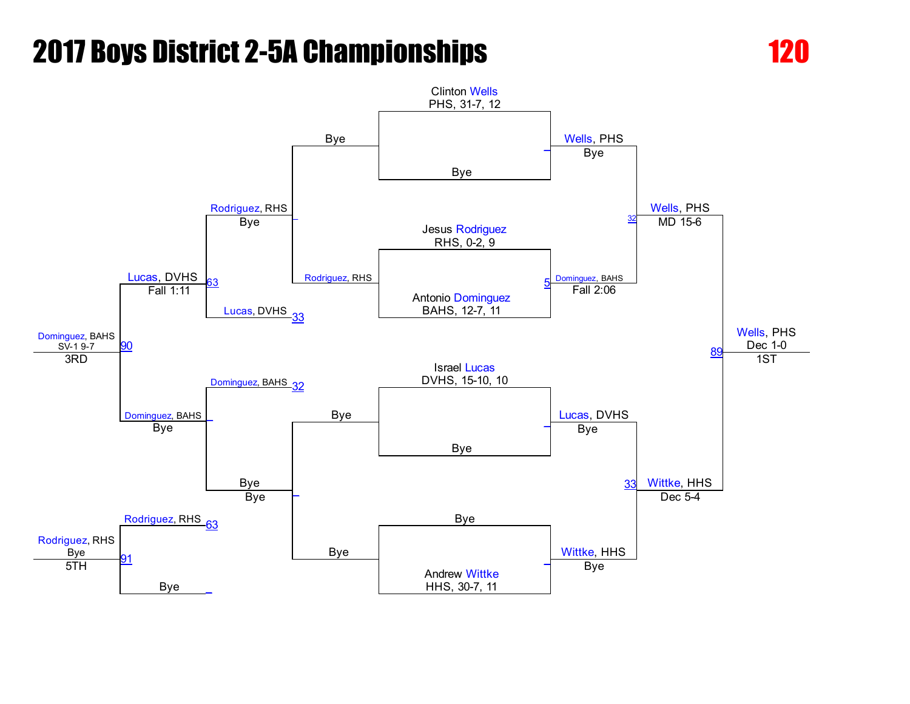# 2017 Boys District 2-5A Championships

**120**

## Championship Bracket

### First Round

| Wrestler | Opponent | Winner | Result |
| --- | --- | --- | --- |
| Clinton Wells, PHS, 31-7, 12 | Bye | Wells, PHS | Bye |
| Jesus Rodriguez, RHS, 0-2, 9 | Antonio Dominguez, BAHS, 12-7, 11 | Dominguez, BAHS | Fall 2:06 (5) |
| Israel Lucas, DVHS, 15-10, 10 | Bye | Lucas, DVHS | Bye |
| Bye | Andrew Wittke, HHS, 30-7, 11 | Wittke, HHS | Bye |

### Semifinals

| Match | Winner | Result |
| --- | --- | --- |
| 32 | Wells, PHS | MD 15-6 |
| 33 | Wittke, HHS | Dec 5-4 |

### Final

| Match | Winner | Result | Place |
| --- | --- | --- | --- |
| 89 | Wells, PHS | Dec 1-0 | 1ST |

## Consolation Bracket

| Match | Wrestlers | Winner | Result |
| --- | --- | --- | --- |
| — | Bye vs. Rodriguez, RHS | Rodriguez, RHS | Bye |
| — | Bye vs. Bye | Bye | Bye |
| 63 | Rodriguez, RHS vs. Lucas, DVHS (33) | Lucas, DVHS | Fall 1:11 |
| — | Dominguez, BAHS (32) vs. Bye | Dominguez, BAHS | Bye |
| 90 | Lucas, DVHS vs. Dominguez, BAHS | Dominguez, BAHS | SV-1 9-7 — 3RD |
| 91 | Rodriguez, RHS (63) vs. Bye | Rodriguez, RHS | Bye — 5TH |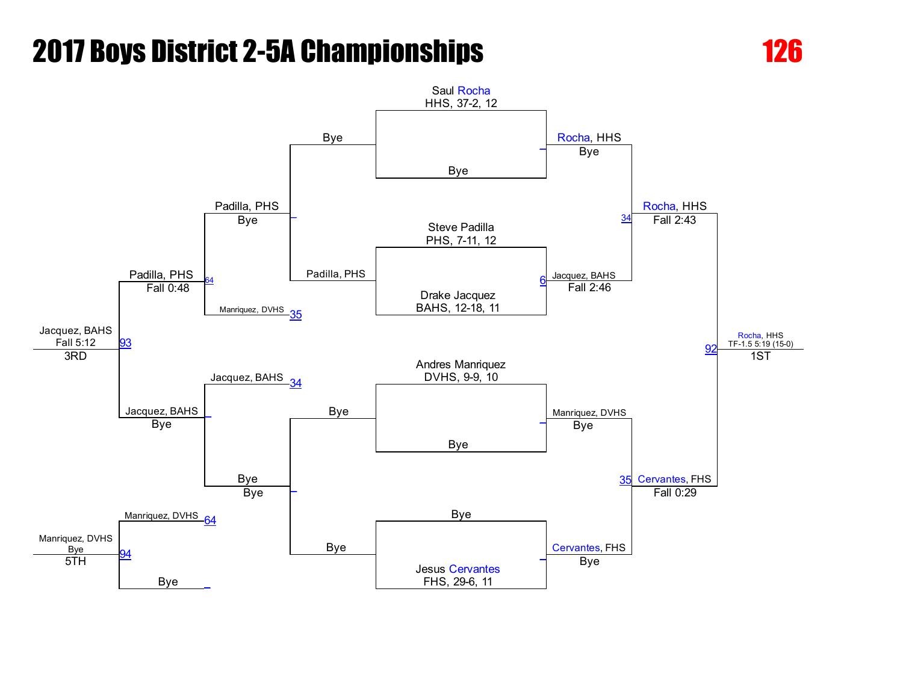# 2017 Boys District 2-5A Championships

**126**

## Championship Bracket

**Seeds / First Round**

- Saul Rocha, HHS, 37-2, 12 vs. Bye → Rocha, HHS (Bye)
- Steve Padilla, PHS, 7-11, 12 vs. Drake Jacquez, BAHS, 12-18, 11 → Jacquez, BAHS (Fall 2:46) [6]
- Andres Manriquez, DVHS, 9-9, 10 vs. Bye → Manriquez, DVHS (Bye)
- Bye vs. Jesus Cervantes, FHS, 29-6, 11 → Cervantes, FHS (Bye)

**Semifinals**

- Rocha, HHS vs. Jacquez, BAHS → Rocha, HHS (Fall 2:43) [34]
- Manriquez, DVHS vs. Cervantes, FHS → Cervantes, FHS (Fall 0:29) [35]

**Final**

- Rocha, HHS vs. Cervantes, FHS → Rocha, HHS (TF-1.5 5:19 (15-0)) [92] — **1ST**

## Consolation Bracket

- Bye vs. Padilla, PHS → Padilla, PHS
- Padilla, PHS (Bye) vs. Manriquez, DVHS [35] → Padilla, PHS (Fall 0:48) [64]
- Bye vs. Bye → Bye
- Jacquez, BAHS [34] vs. Bye → Jacquez, BAHS (Bye)
- Padilla, PHS vs. Jacquez, BAHS → Jacquez, BAHS (Fall 5:12) [93] — **3RD**
- Manriquez, DVHS [64] vs. Bye → Manriquez, DVHS (Bye) [94] — **5TH**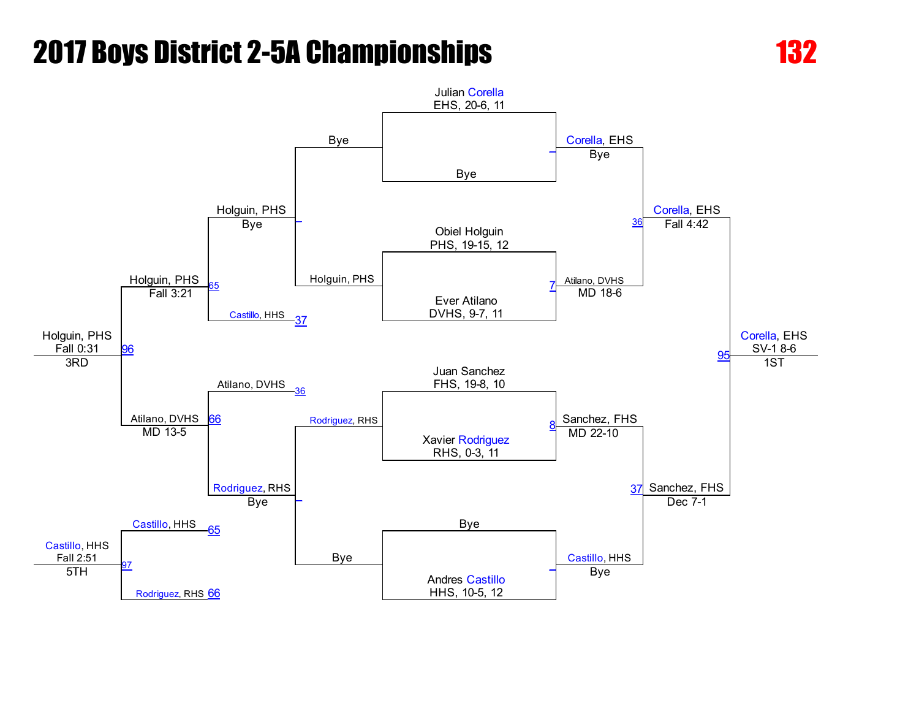# 2017 Boys District 2-5A Championships

**132**

## Championship Bracket

### First Round

- Julian Corella, EHS, 20-6, 11 vs Bye → Corella, EHS (Bye)
- Obiel Holguin, PHS, 19-15, 12 vs Ever Atilano, DVHS, 9-7, 11 → Atilano, DVHS (MD 18-6) [7]
- Juan Sanchez, FHS, 19-8, 10 vs Xavier Rodriguez, RHS, 0-3, 11 → Sanchez, FHS (MD 22-10) [8]
- Bye vs Andres Castillo, HHS, 10-5, 12 → Castillo, HHS (Bye)

### Semifinals

- Corella, EHS vs Atilano, DVHS → Corella, EHS (Fall 4:42) [36]
- Sanchez, FHS vs Castillo, HHS → Sanchez, FHS (Dec 7-1) [37]

### Final

- Corella, EHS vs Sanchez, FHS → Corella, EHS (SV-1 8-6) [95] — **1ST**

## Consolation Bracket

### Consolation Round 1

- Bye vs Holguin, PHS → Holguin, PHS (Bye)
- Rodriguez, RHS vs Bye → Rodriguez, RHS (Bye)

### Consolation Round 2

- Holguin, PHS vs Castillo, HHS [37] → Holguin, PHS (Fall 3:21) [65]
- Atilano, DVHS [36] vs Rodriguez, RHS → Atilano, DVHS (MD 13-5) [66]

### 3rd Place

- Holguin, PHS vs Atilano, DVHS → Holguin, PHS (Fall 0:31) [96] — **3RD**

### 5th Place

- Castillo, HHS [65] vs Rodriguez, RHS [66] → Castillo, HHS (Fall 2:51) [97] — **5TH**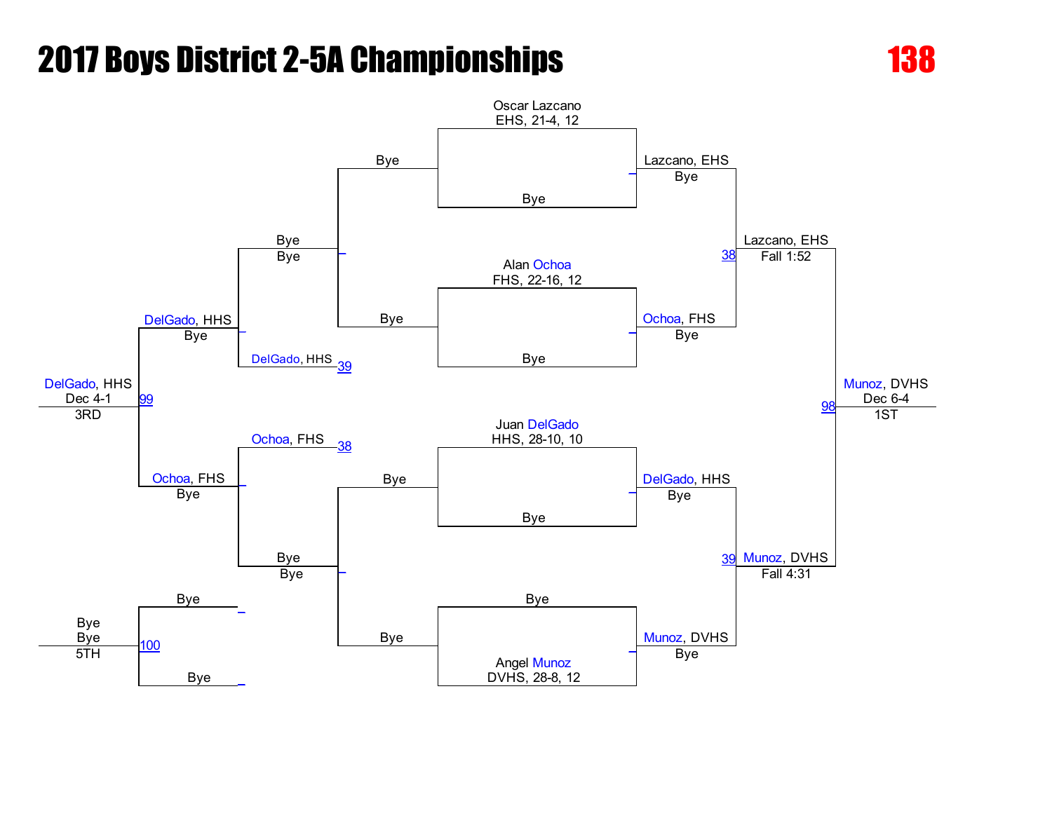# 2017 Boys District 2-5A Championships

**138**

## Championship Bracket

**Quarterfinals (first round)**

- Oscar Lazcano, EHS, 21-4, 12 vs. Bye — Lazcano, EHS (Bye)
- Alan Ochoa, FHS, 22-16, 12 vs. Bye — Ochoa, FHS (Bye)
- Juan DelGado, HHS, 28-10, 10 vs. Bye — DelGado, HHS (Bye)
- Bye vs. Angel Munoz, DVHS, 28-8, 12 — Munoz, DVHS (Bye)

**Semifinals**

- Match 38: Lazcano, EHS over Ochoa, FHS — Fall 1:52
- Match 39: Munoz, DVHS over DelGado, HHS — Fall 4:31

**Final (Match 98)**

- Munoz, DVHS — Dec 6-4 — 1ST

## Consolation Bracket

- Bye / Bye
- DelGado, HHS (39) — Bye
- Ochoa, FHS (38) — Bye
- Bye / Bye

**3rd Place (Match 99)**

- DelGado, HHS (Bye) vs. Ochoa, FHS (Bye)
- DelGado, HHS — Dec 4-1 — 3RD

**5th Place (Match 100)**

- Bye vs. Bye
- Bye — Bye — 5TH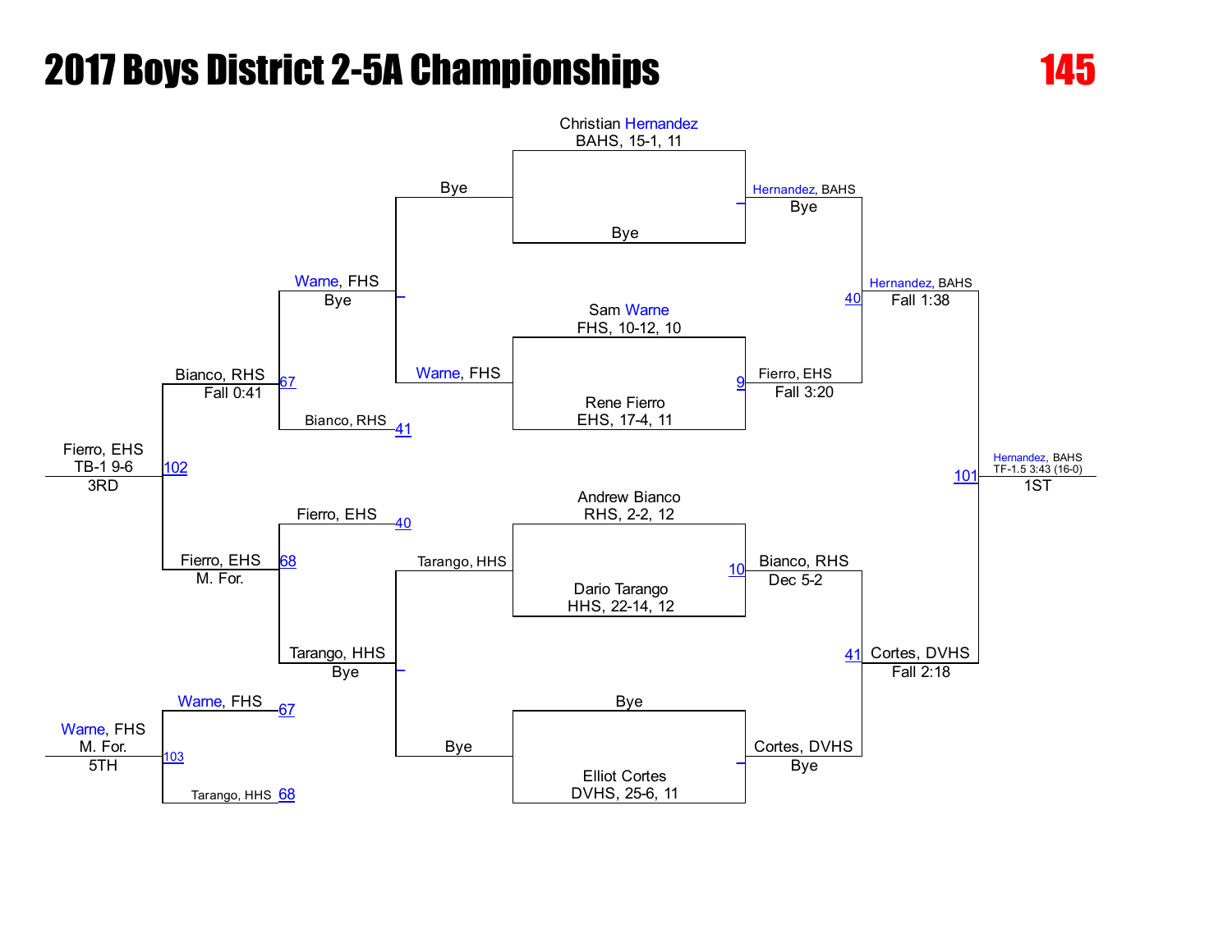# 2017 Boys District 2-5A Championships

**145**

## Championship Bracket

**First Round / Quarterfinals**

- Christian Hernandez, BAHS, 15-1, 11 vs. Bye → Hernandez, BAHS (Bye)
- Sam Warne, FHS, 10-12, 10 vs. Rene Fierro, EHS, 17-4, 11 → Fierro, EHS (Fall 3:20) [9]
- Andrew Bianco, RHS, 2-2, 12 vs. Dario Tarango, HHS, 22-14, 12 → Bianco, RHS (Dec 5-2) [10]
- Bye vs. Elliot Cortes, DVHS, 25-6, 11 → Cortes, DVHS (Bye)

**Semifinals**

- Hernandez, BAHS vs. Fierro, EHS → Hernandez, BAHS (Fall 1:38) [40]
- Bianco, RHS vs. Cortes, DVHS → Cortes, DVHS (Fall 2:18) [41]

**Final**

- Hernandez, BAHS vs. Cortes, DVHS → Hernandez, BAHS (TF-1.5 3:43 (16-0)) [101] — **1ST**

## Consolation Bracket

**First Round**

- Bye vs. Warne, FHS → Warne, FHS
- Tarango, HHS vs. Bye → Tarango, HHS

**Second Round**

- Warne, FHS (Bye) vs. Bianco, RHS [41] → Bianco, RHS (Fall 0:41) [67]
- Fierro, EHS [40] vs. Tarango, HHS (Bye) → Fierro, EHS (M. For.) [68]

**3rd Place**

- Bianco, RHS vs. Fierro, EHS → Fierro, EHS (TB-1 9-6) [102] — **3RD**

**5th Place**

- Warne, FHS [67] vs. Tarango, HHS [68] → Warne, FHS (M. For.) [103] — **5TH**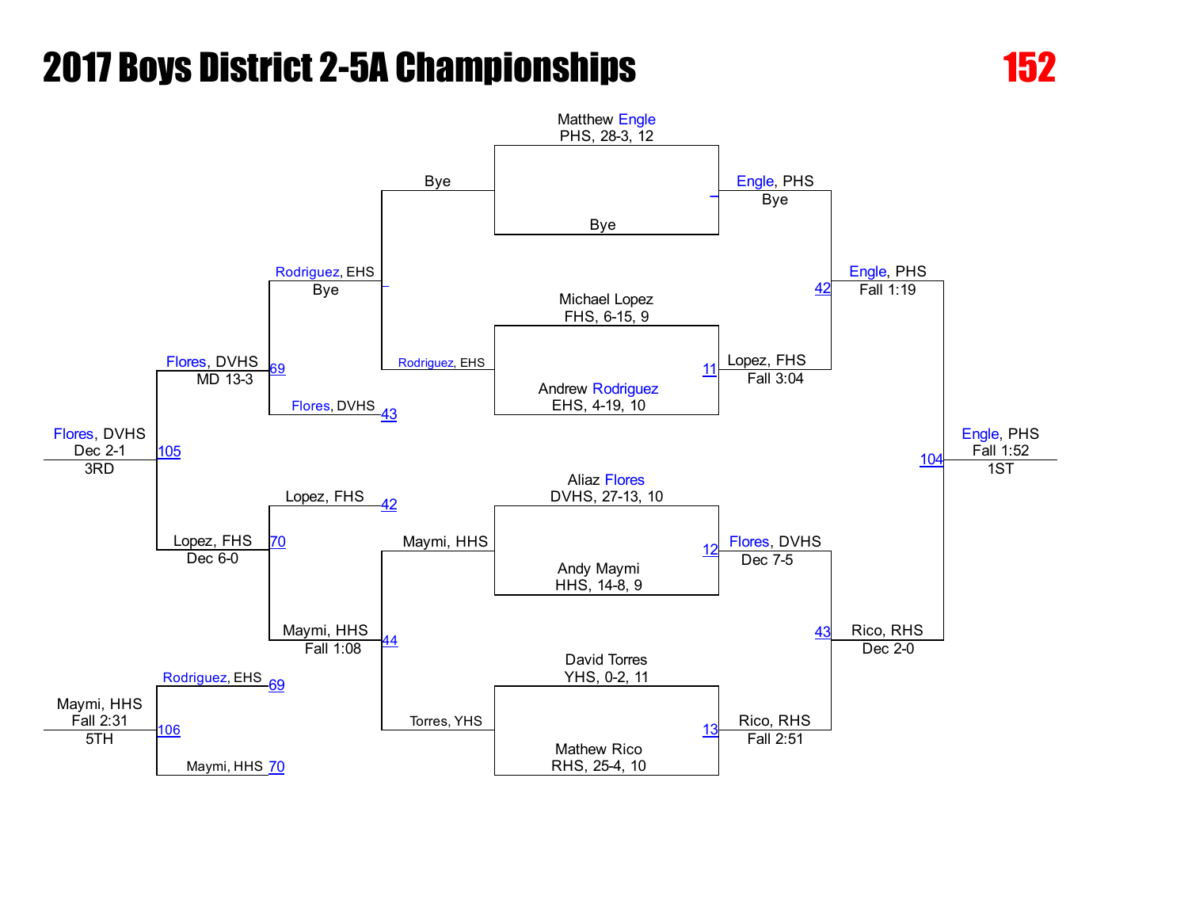# 2017 Boys District 2-5A Championships

## 152

### Championship Bracket

**First Round**

- Matthew Engle, PHS, 28-3, 12 vs. Bye — Winner: Engle, PHS (Bye)
- Michael Lopez, FHS, 6-15, 9 vs. Andrew Rodriguez, EHS, 4-19, 10 — Match 11 — Winner: Lopez, FHS (Fall 3:04)
- Aliaz Flores, DVHS, 27-13, 10 vs. Andy Maymi, HHS, 14-8, 9 — Match 12 — Winner: Flores, DVHS (Dec 7-5)
- David Torres, YHS, 0-2, 11 vs. Mathew Rico, RHS, 25-4, 10 — Match 13 — Winner: Rico, RHS (Fall 2:51)

**Semifinals**

- Match 42 — Engle, PHS (Fall 1:19)
- Match 43 — Rico, RHS (Dec 2-0)

**Final**

- Match 104 — Engle, PHS (Fall 1:52) — 1ST

### Consolation Bracket

**Consolation First Round**

- Bye vs. Rodriguez, EHS — Winner: Rodriguez, EHS (Bye)
- Maymi, HHS vs. Torres, YHS — Match 44 — Winner: Maymi, HHS (Fall 1:08)

**Consolation Second Round**

- Rodriguez, EHS vs. Flores, DVHS (43) — Match 69 — Winner: Flores, DVHS (MD 13-3)
- Lopez, FHS (42) vs. Maymi, HHS — Match 70 — Winner: Lopez, FHS (Dec 6-0)

**3rd Place**

- Match 105 — Flores, DVHS (Dec 2-1) — 3RD

**5th Place**

- Rodriguez, EHS (69) vs. Maymi, HHS (70) — Match 106 — Maymi, HHS (Fall 2:31) — 5TH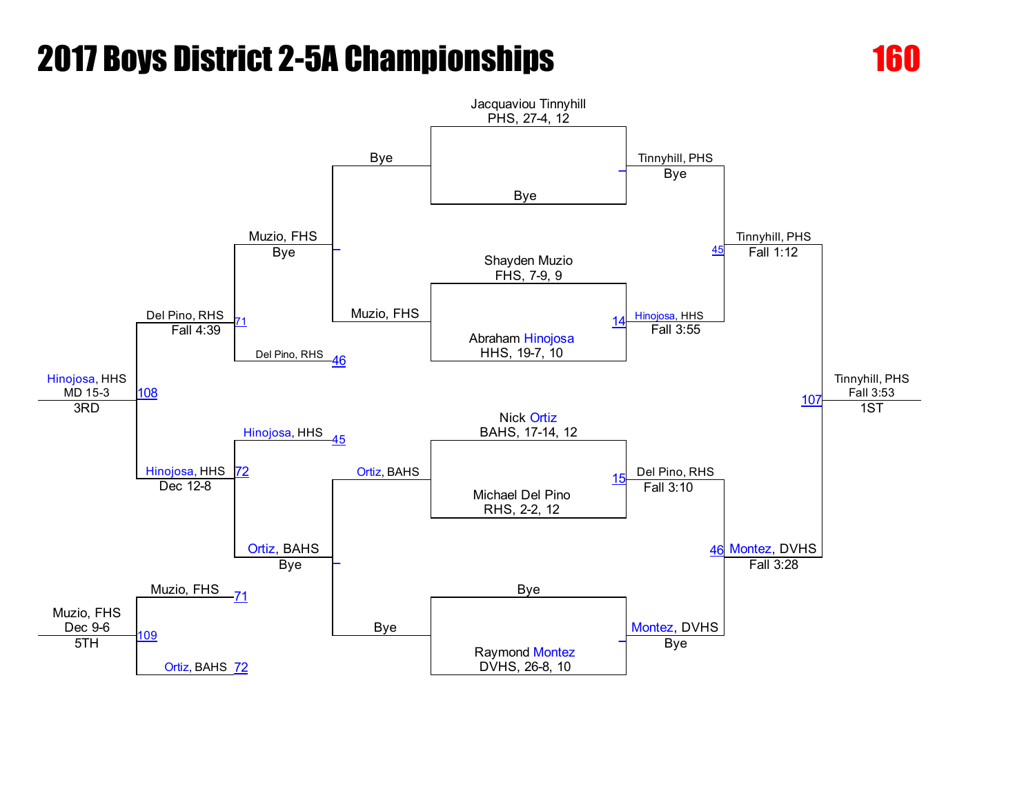# 2017 Boys District 2-5A Championships

## 160

### Championship Bracket

**First Round**
- Jacquaviou Tinnyhill, PHS, 27-4, 12 vs Bye — Tinnyhill, PHS, Bye
- Shayden Muzio, FHS, 7-9, 9 vs Abraham Hinojosa, HHS, 19-7, 10 — Match 14: Hinojosa, HHS, Fall 3:55
- Nick Ortiz, BAHS, 17-14, 12 vs Michael Del Pino, RHS, 2-2, 12 — Match 15: Del Pino, RHS, Fall 3:10
- Bye vs Raymond Montez, DVHS, 26-8, 10 — Montez, DVHS, Bye

**Semifinals**
- Match 45: Tinnyhill, PHS, Fall 1:12
- Match 46: Montez, DVHS, Fall 3:28

**Final**
- Match 107: Tinnyhill, PHS, Fall 3:53 — 1ST

### Consolation Bracket

- Bye vs Muzio, FHS — Muzio, FHS, Bye
- Ortiz, BAHS vs Bye — Ortiz, BAHS, Bye
- Match 71: Muzio, FHS vs Del Pino, RHS (46) — Del Pino, RHS, Fall 4:39
- Match 72: Hinojosa, HHS (45) vs Ortiz, BAHS — Hinojosa, HHS, Dec 12-8
- Match 108: Del Pino, RHS vs Hinojosa, HHS — Hinojosa, HHS, MD 15-3 — 3RD
- Match 109: Muzio, FHS (71) vs Ortiz, BAHS (72) — Muzio, FHS, Dec 9-6 — 5TH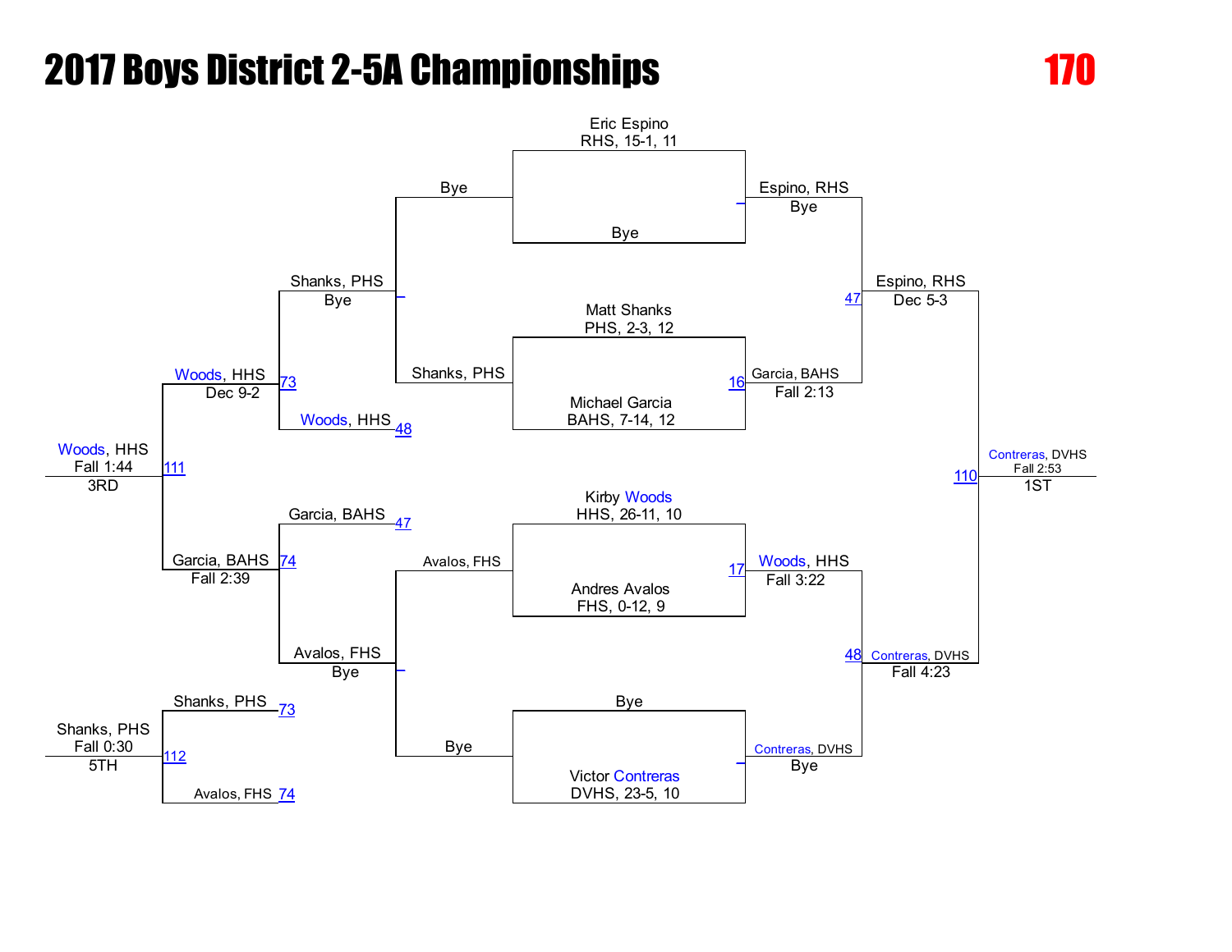# 2017 Boys District 2-5A Championships

**170**

## Championship Bracket

### First Round

- Eric Espino (RHS, 15-1, 11) vs. Bye — Espino, RHS (Bye)
- Matt Shanks (PHS, 2-3, 12) vs. Michael Garcia (BAHS, 7-14, 12) — Match 16: Garcia, BAHS (Fall 2:13)
- Kirby Woods (HHS, 26-11, 10) vs. Andres Avalos (FHS, 0-12, 9) — Match 17: Woods, HHS (Fall 3:22)
- Bye vs. Victor Contreras (DVHS, 23-5, 10) — Contreras, DVHS (Bye)

### Semifinals

- Match 47: Espino, RHS (Dec 5-3)
- Match 48: Contreras, DVHS (Fall 4:23)

### Final

- Match 110: Contreras, DVHS (Fall 2:53) — **1ST**

## Consolation Bracket

### Consolation First Round

- Bye vs. Shanks, PHS — Shanks, PHS (Bye)
- Avalos, FHS vs. Bye — Avalos, FHS (Bye)

### Consolation Second Round

- Shanks, PHS vs. Woods, HHS (48) — Match 73: Woods, HHS (Dec 9-2)
- Garcia, BAHS (47) vs. Avalos, FHS — Match 74: Garcia, BAHS (Fall 2:39)

### Third Place

- Match 111: Woods, HHS (Fall 1:44) — **3RD**

### Fifth Place

- Shanks, PHS (73) vs. Avalos, FHS (74) — Match 112: Shanks, PHS (Fall 0:30) — **5TH**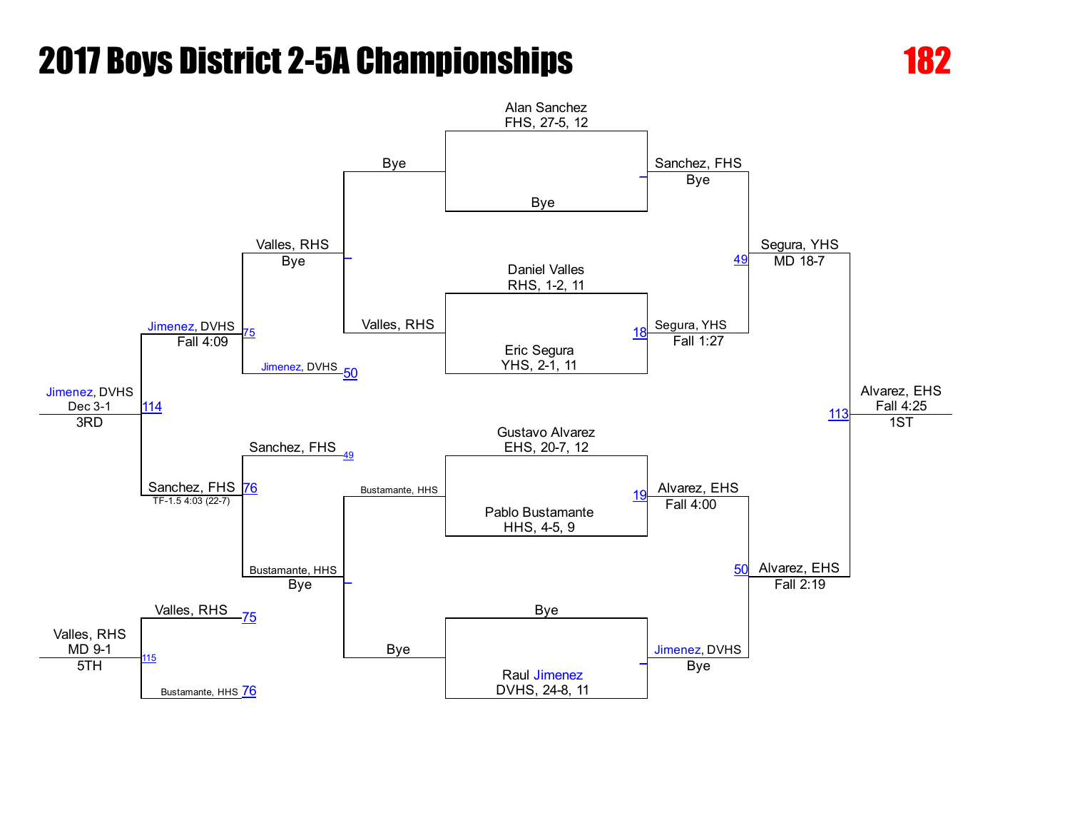# 2017 Boys District 2-5A Championships

**182**

## Championship Bracket

**Alan Sanchez** — FHS, 27-5, 12
**Bye**
→ Sanchez, FHS — Bye

**Daniel Valles** — RHS, 1-2, 11
**Eric Segura** — YHS, 2-1, 11
→ Segura, YHS — Fall 1:27 (18)

Sanchez, FHS vs. Segura, YHS → Segura, YHS — MD 18-7 (49)

**Gustavo Alvarez** — EHS, 20-7, 12
**Pablo Bustamante** — HHS, 4-5, 9
→ Alvarez, EHS — Fall 4:00 (19)

**Bye**
**Raul Jimenez** — DVHS, 24-8, 11
→ Jimenez, DVHS — Bye

Alvarez, EHS vs. Jimenez, DVHS → Alvarez, EHS — Fall 2:19 (50)

Segura, YHS vs. Alvarez, EHS → **Alvarez, EHS — Fall 4:25 (113) — 1ST**

## Consolation Bracket

Bye vs. Valles, RHS → Valles, RHS — Bye
Valles, RHS vs. Jimenez, DVHS (50) → Jimenez, DVHS — Fall 4:09 (75)

Bustamante, HHS vs. Bye → Bustamante, HHS — Bye
Sanchez, FHS (49) vs. Bustamante, HHS → Sanchez, FHS — TF-1.5 4:03 (22-7) (76)

Jimenez, DVHS vs. Sanchez, FHS → **Jimenez, DVHS — Dec 3-1 (114) — 3RD**

Valles, RHS (75) vs. Bustamante, HHS (76) → **Valles, RHS — MD 9-1 (115) — 5TH**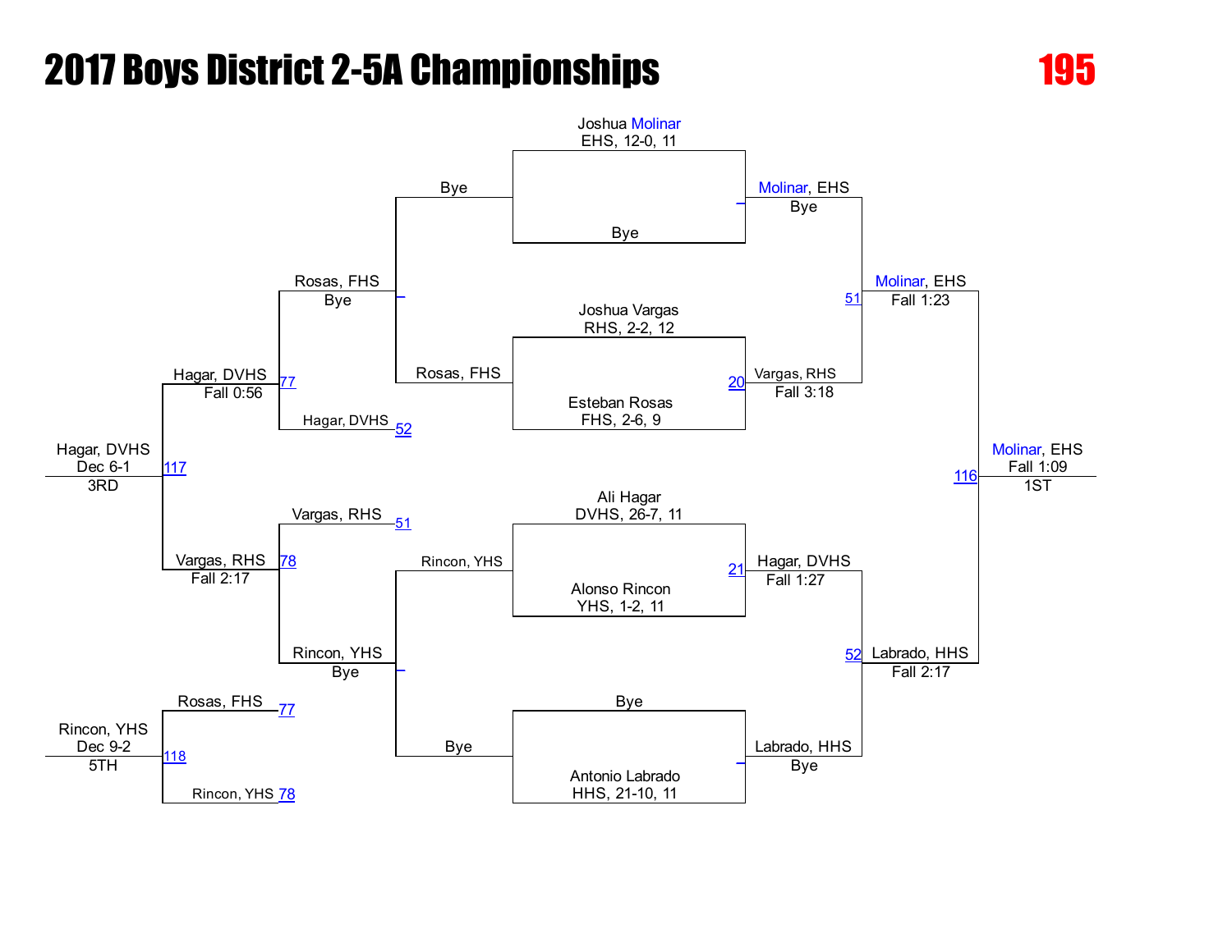# 2017 Boys District 2-5A Championships

**195**

## Championship Bracket

**First Round**

- Joshua Molinar (EHS, 12-0, 11) vs. Bye → Molinar, EHS (Bye)
- Joshua Vargas (RHS, 2-2, 12) vs. Esteban Rosas (FHS, 2-6, 9) → Vargas, RHS (Fall 3:18) [Match 20]
- Ali Hagar (DVHS, 26-7, 11) vs. Alonso Rincon (YHS, 1-2, 11) → Hagar, DVHS (Fall 1:27) [Match 21]
- Bye vs. Antonio Labrado (HHS, 21-10, 11) → Labrado, HHS (Bye)

**Semifinals**

- Molinar, EHS vs. Vargas, RHS → Molinar, EHS (Fall 1:23) [Match 51]
- Hagar, DVHS vs. Labrado, HHS → Labrado, HHS (Fall 2:17) [Match 52]

**Final** [Match 116]

- Molinar, EHS vs. Labrado, HHS → Molinar, EHS (Fall 1:09) — 1ST

## Consolation Bracket

- Bye vs. Rosas, FHS → Rosas, FHS
- Bye vs. Rincon, YHS → Rincon, YHS
- Rosas, FHS (Bye) vs. Hagar, DVHS (loser of 52) → Hagar, DVHS (Fall 0:56) [Match 77]
- Vargas, RHS (loser of 51) vs. Rincon, YHS (Bye) → Vargas, RHS (Fall 2:17) [Match 78]
- Hagar, DVHS vs. Vargas, RHS → Hagar, DVHS (Dec 6-1) — 3RD [Match 117]
- Rosas, FHS (loser of 77) vs. Rincon, YHS (loser of 78) → Rincon, YHS (Dec 9-2) — 5TH [Match 118]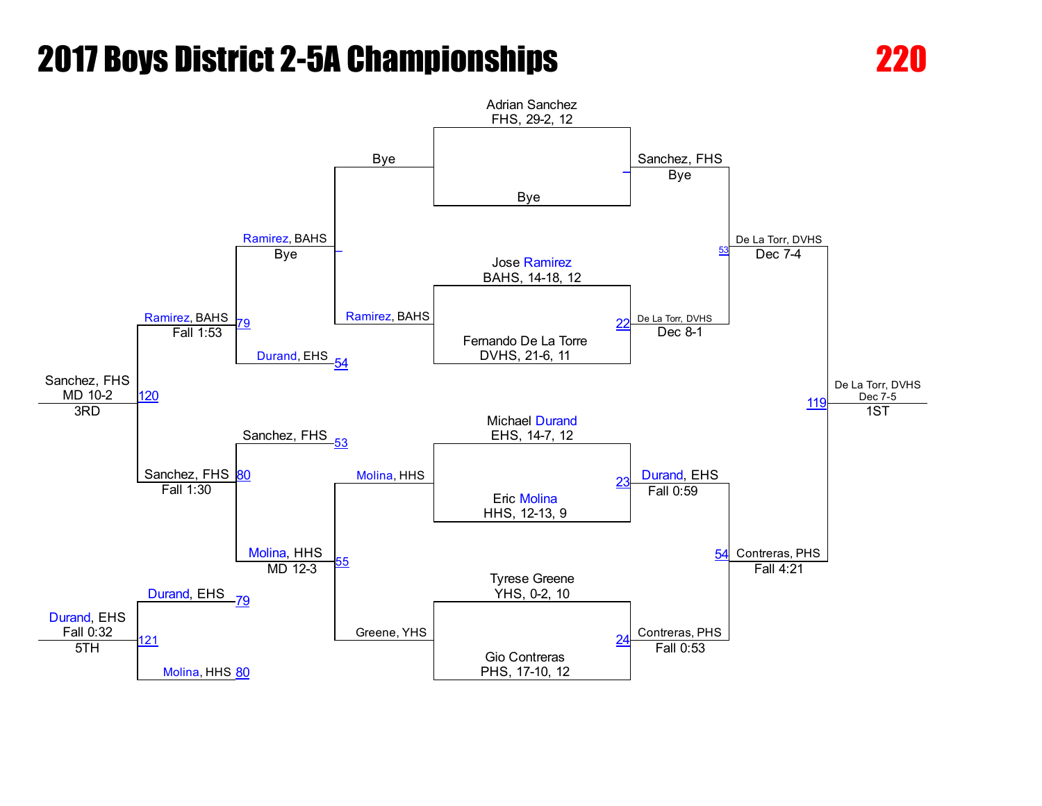# 2017 Boys District 2-5A Championships

## 220

### Championship Bracket

**First Round**

- Adrian Sanchez, FHS, 29-2, 12 vs. Bye → Sanchez, FHS (Bye)
- Jose Ramirez, BAHS, 14-18, 12 vs. Fernando De La Torre, DVHS, 21-6, 11 → (22) De La Torr, DVHS (Dec 8-1)
- Michael Durand, EHS, 14-7, 12 vs. Eric Molina, HHS, 12-13, 9 → (23) Durand, EHS (Fall 0:59)
- Tyrese Greene, YHS, 0-2, 10 vs. Gio Contreras, PHS, 17-10, 12 → (24) Contreras, PHS (Fall 0:53)

**Semifinals**

- Sanchez, FHS vs. De La Torr, DVHS → (53) De La Torr, DVHS (Dec 7-4)
- Durand, EHS vs. Contreras, PHS → (54) Contreras, PHS (Fall 4:21)

**Final**

- (119) De La Torr, DVHS (Dec 7-5) — 1ST

### Consolation Bracket

**Consolation First Round**

- Bye vs. Ramirez, BAHS → Ramirez, BAHS (Bye)
- Molina, HHS vs. Greene, YHS → (55) Molina, HHS (MD 12-3)

**Consolation Second Round**

- Ramirez, BAHS vs. Durand, EHS (54) → (79) Ramirez, BAHS (Fall 1:53)
- Sanchez, FHS (53) vs. Molina, HHS → (80) Sanchez, FHS (Fall 1:30)

**3rd Place**

- (120) Sanchez, FHS (MD 10-2) — 3RD

**5th Place**

- Durand, EHS (79) vs. Molina, HHS (80) → (121) Durand, EHS (Fall 0:32) — 5TH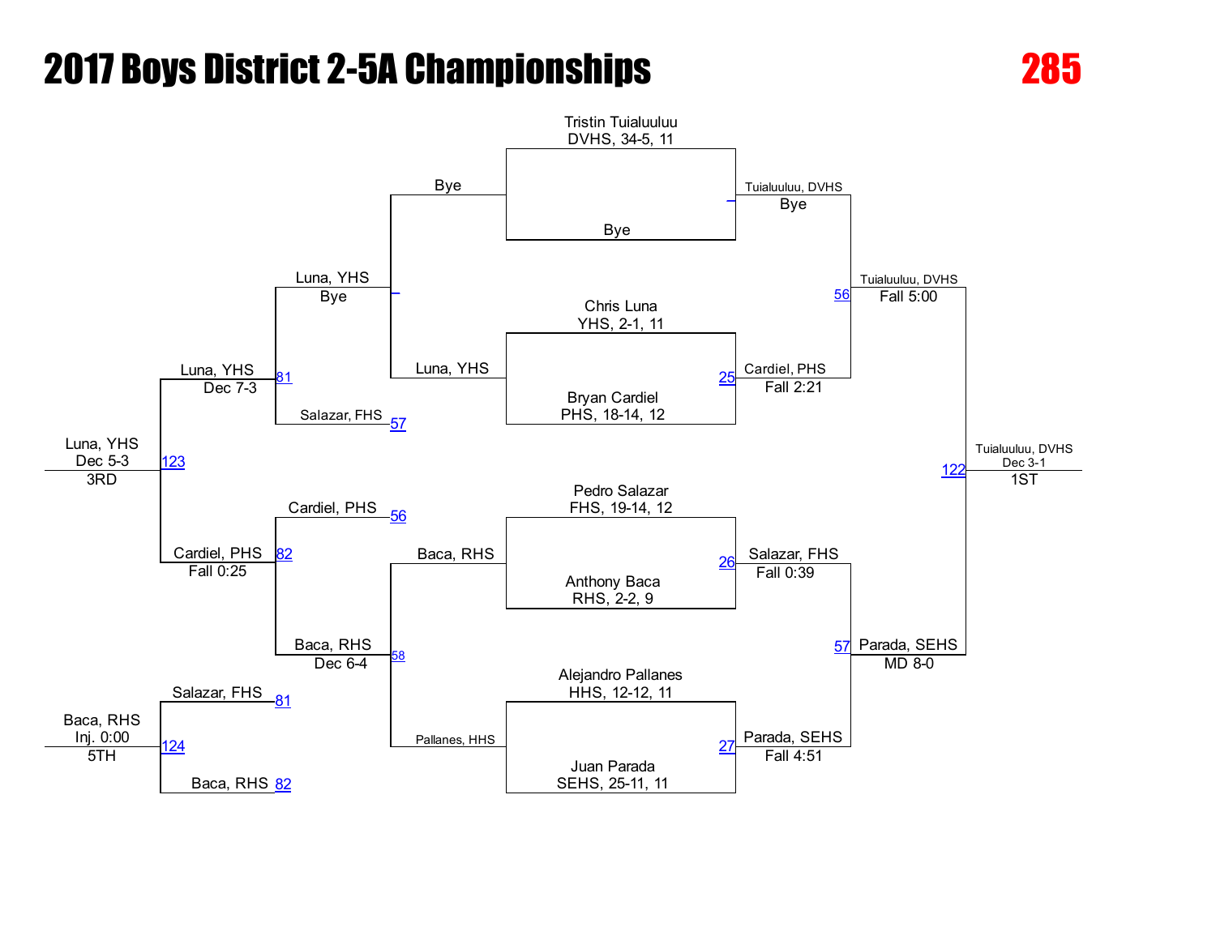# 2017 Boys District 2-5A Championships

285

Tristin Tuialuuluu
DVHS, 34-5, 11

Bye

Bye

Tuialuuluu, DVHS
Bye

Luna, YHS
Bye

Chris Luna
YHS, 2-1, 11

Luna, YHS

Bryan Cardiel
PHS, 18-14, 12

25 Cardiel, PHS
Fall 2:21

56 Tuialuuluu, DVHS
Fall 5:00

Luna, YHS
Dec 7-3

81

Salazar, FHS 57

Luna, YHS
Dec 5-3
123
3RD

Cardiel, PHS 56

Pedro Salazar
FHS, 19-14, 12

Baca, RHS

Anthony Baca
RHS, 2-2, 9

26 Salazar, FHS
Fall 0:39

Cardiel, PHS
Fall 0:25
82

Baca, RHS
Dec 6-4
58

57 Parada, SEHS
MD 8-0

122 Tuialuuluu, DVHS
Dec 3-1
1ST

Alejandro Pallanes
HHS, 12-12, 11

Pallanes, HHS

Juan Parada
SEHS, 25-11, 11

27 Parada, SEHS
Fall 4:51

Salazar, FHS 81

Baca, RHS
Inj. 0:00
124
5TH

Baca, RHS 82